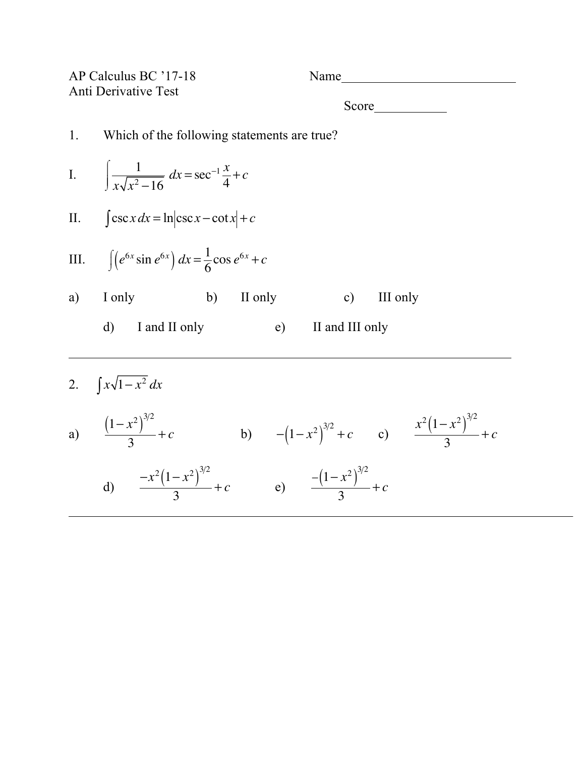AP Calculus BC ’17-18 Name___________________________

Anti Derivative Test

Score___________

1. Which of the following statements are true?

I. $\displaystyle\int \frac{1}{x\sqrt{x^2-16}}\, dx = \sec^{-1}\frac{x}{4} + c$

II. $\displaystyle\int \csc x\, dx = \ln\left|\csc x - \cot x\right| + c$

III. $\displaystyle\int \left(e^{6x}\sin e^{6x}\right) dx = \frac{1}{6}\cos e^{6x} + c$

a) I only b) II only c) III only

d) I and II only e) II and III only

---

2. $\displaystyle\int x\sqrt{1-x^2}\, dx$

a) $\dfrac{\left(1-x^2\right)^{3/2}}{3} + c$ b) $-\left(1-x^2\right)^{3/2} + c$ c) $\dfrac{x^2\left(1-x^2\right)^{3/2}}{3} + c$

d) $\dfrac{-x^2\left(1-x^2\right)^{3/2}}{3} + c$ e) $\dfrac{-\left(1-x^2\right)^{3/2}}{3} + c$

---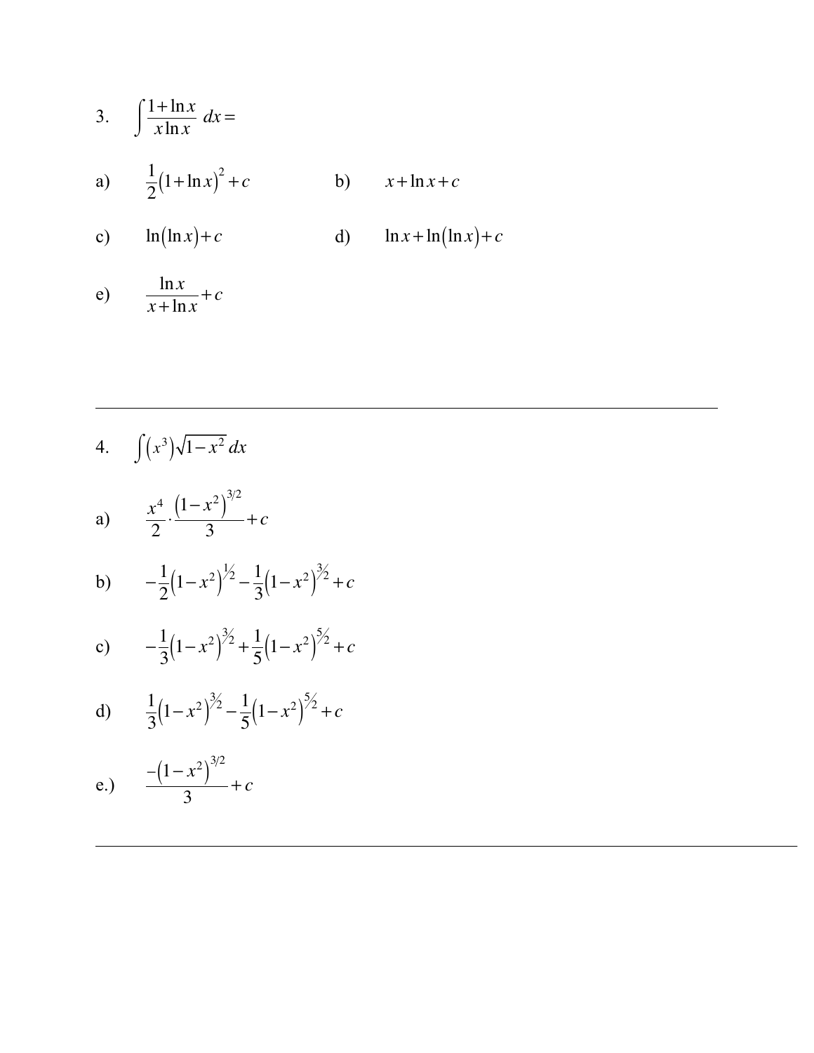3. $\displaystyle\int \frac{1+\ln x}{x\ln x}\,dx =$

a) $\frac{1}{2}(1+\ln x)^2 + c$

b) $x + \ln x + c$

c) $\ln(\ln x) + c$

d) $\ln x + \ln(\ln x) + c$

e) $\frac{\ln x}{x+\ln x} + c$

---

4. $\displaystyle\int (x^3)\sqrt{1-x^2}\,dx$

a) $\frac{x^4}{2} \cdot \frac{(1-x^2)^{3/2}}{3} + c$

b) $-\frac{1}{2}(1-x^2)^{1/2} - \frac{1}{3}(1-x^2)^{3/2} + c$

c) $-\frac{1}{3}(1-x^2)^{3/2} + \frac{1}{5}(1-x^2)^{5/2} + c$

d) $\frac{1}{3}(1-x^2)^{3/2} - \frac{1}{5}(1-x^2)^{5/2} + c$

e.) $\frac{-(1-x^2)^{3/2}}{3} + c$

---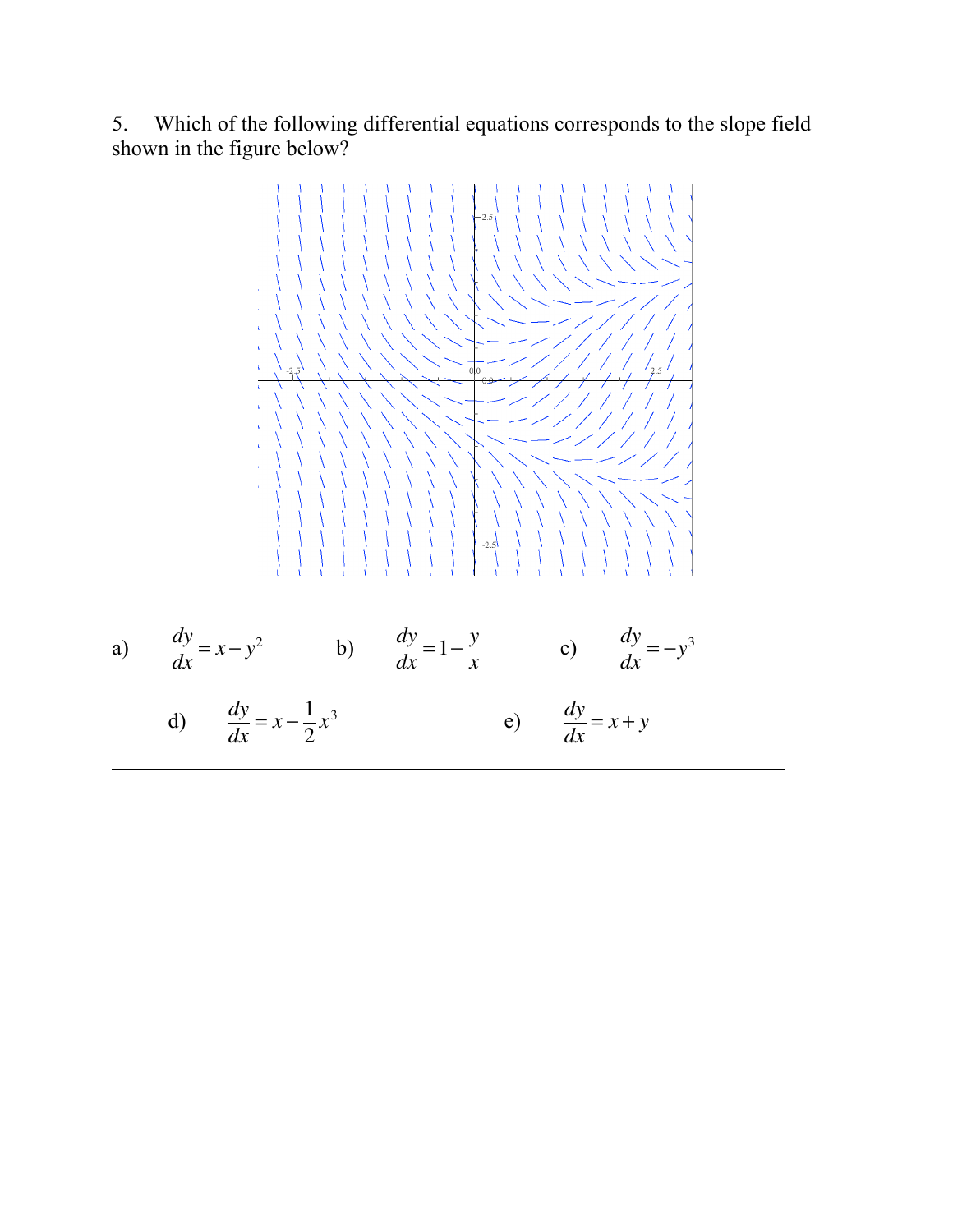5. Which of the following differential equations corresponds to the slope field shown in the figure below?

a) $\dfrac{dy}{dx} = x - y^2$ b) $\dfrac{dy}{dx} = 1 - \dfrac{y}{x}$ c) $\dfrac{dy}{dx} = -y^3$

d) $\dfrac{dy}{dx} = x - \dfrac{1}{2}x^3$ e) $\dfrac{dy}{dx} = x + y$

---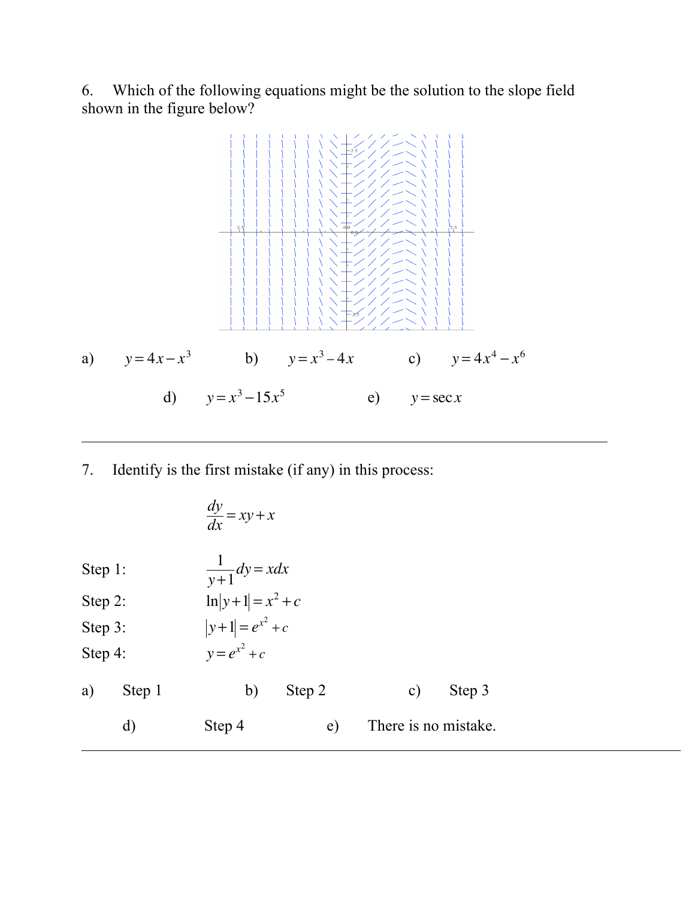6. Which of the following equations might be the solution to the slope field shown in the figure below?

a) $y = 4x - x^3$  b) $y = x^3 - 4x$  c) $y = 4x^4 - x^6$

d) $y = x^3 - 15x^5$  e) $y = \sec x$

---

7. Identify is the first mistake (if any) in this process:

$$\frac{dy}{dx} = xy + x$$

Step 1: $\frac{1}{y+1} dy = x dx$

Step 2: $\ln|y+1| = x^2 + c$

Step 3: $|y+1| = e^{x^2} + c$

Step 4: $y = e^{x^2} + c$

a) Step 1  b) Step 2  c) Step 3

d) Step 4  e) There is no mistake.

---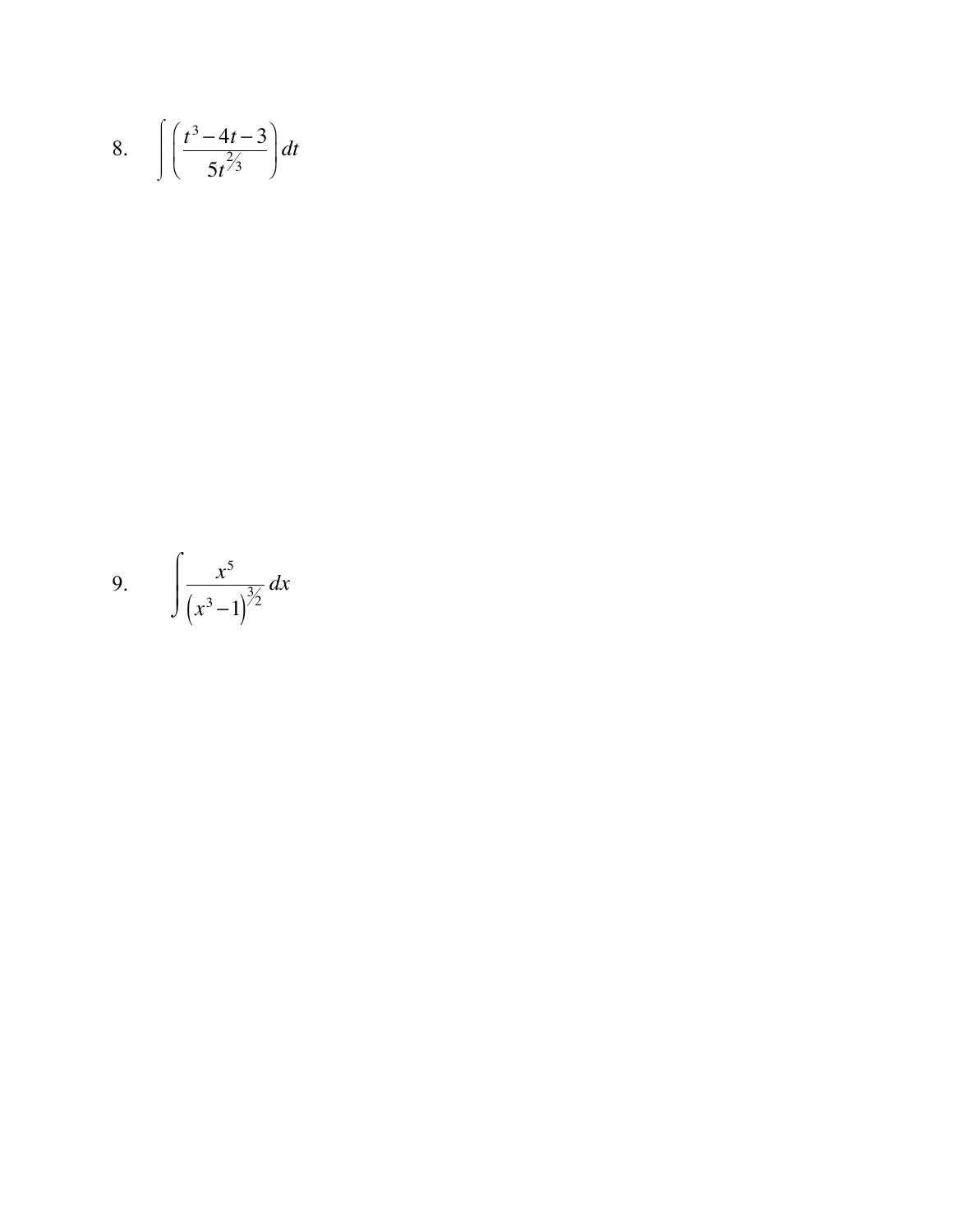8. $\int \left( \frac{t^3 - 4t - 3}{5t^{2/3}} \right) dt$

9. $\int \frac{x^5}{\left(x^3 - 1\right)^{3/2}} \, dx$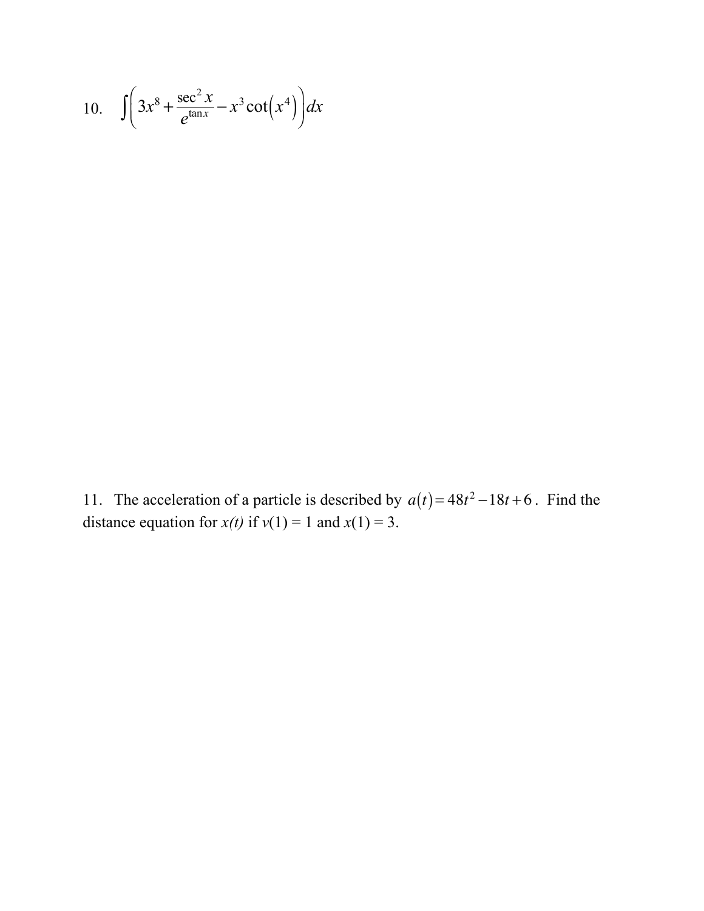10. $\int \left( 3x^8 + \frac{\sec^2 x}{e^{\tan x}} - x^3 \cot\left(x^4\right) \right) dx$

11. The acceleration of a particle is described by $a(t) = 48t^2 - 18t + 6$. Find the distance equation for $x(t)$ if $v(1) = 1$ and $x(1) = 3$.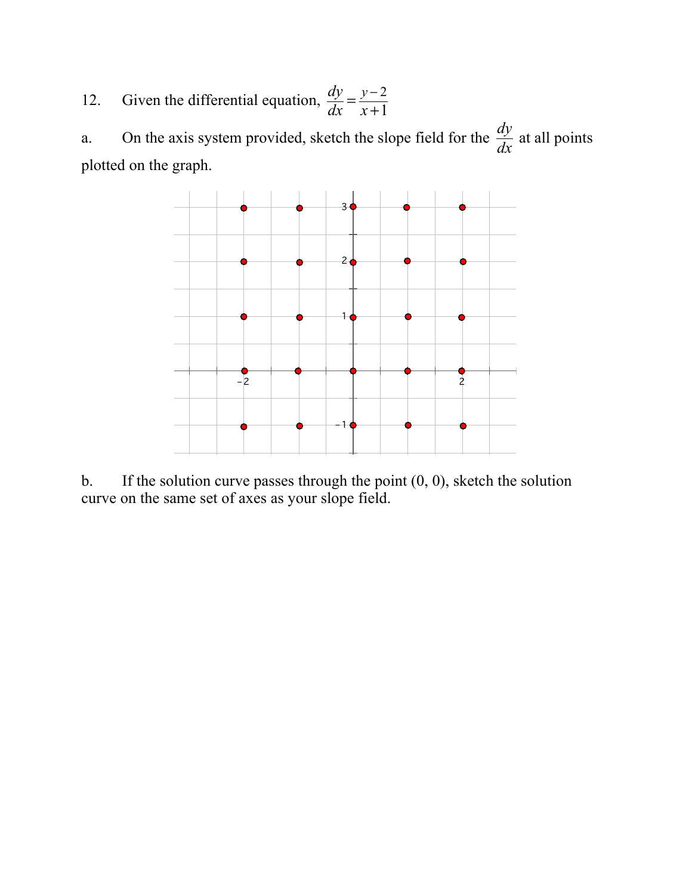12. Given the differential equation, $\frac{dy}{dx} = \frac{y-2}{x+1}$

a. On the axis system provided, sketch the slope field for the $\frac{dy}{dx}$ at all points plotted on the graph.

b. If the solution curve passes through the point (0, 0), sketch the solution curve on the same set of axes as your slope field.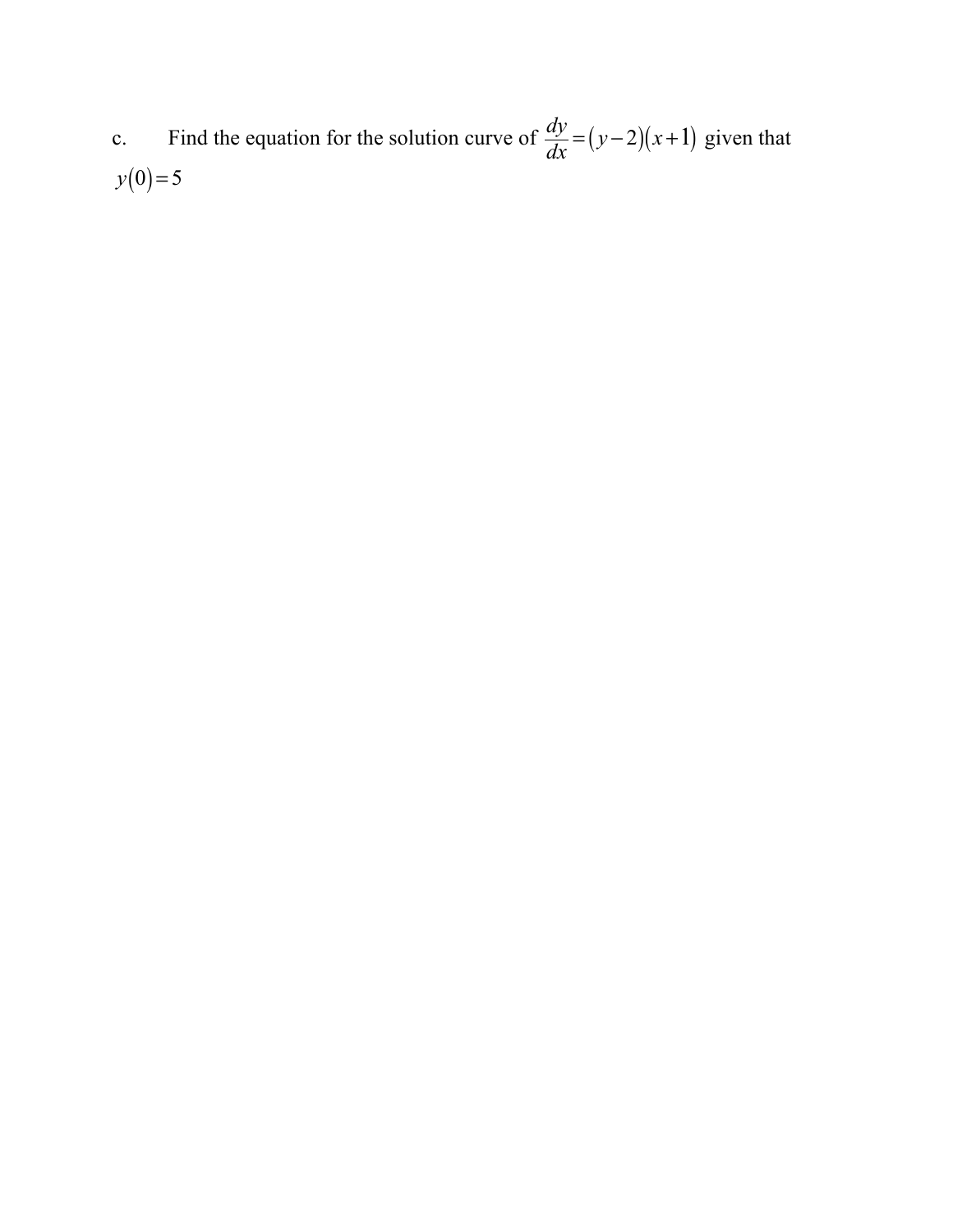c. Find the equation for the solution curve of $\frac{dy}{dx} = (y-2)(x+1)$ given that $y(0) = 5$